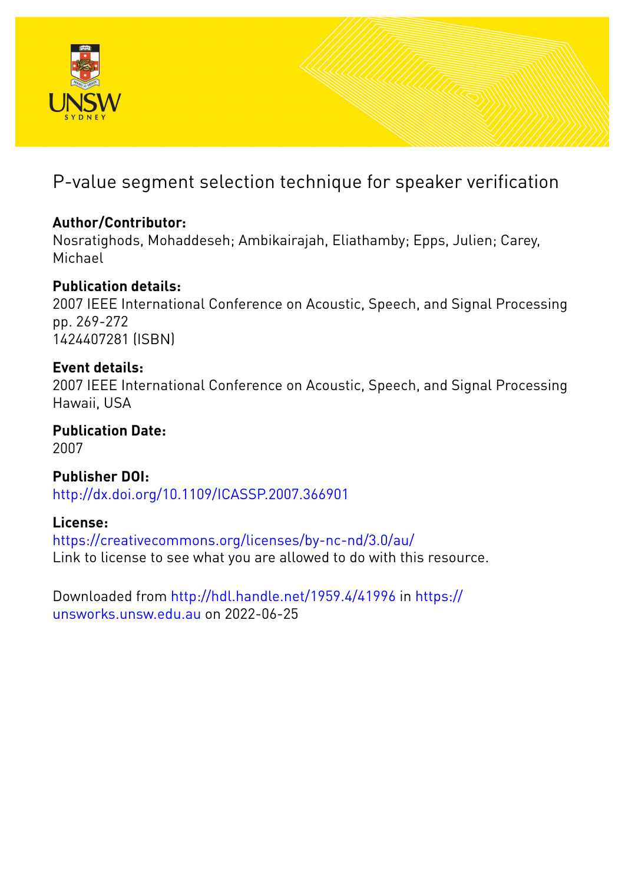# P-value segment selection technique for speaker verification

**Author/Contributor:**
Nosratighods, Mohaddeseh; Ambikairajah, Eliathamby; Epps, Julien; Carey, Michael

**Publication details:**
2007 IEEE International Conference on Acoustic, Speech, and Signal Processing
pp. 269-272
1424407281 (ISBN)

**Event details:**
2007 IEEE International Conference on Acoustic, Speech, and Signal Processing
Hawaii, USA

**Publication Date:**
2007

**Publisher DOI:**
http://dx.doi.org/10.1109/ICASSP.2007.366901

**License:**
https://creativecommons.org/licenses/by-nc-nd/3.0/au/
Link to license to see what you are allowed to do with this resource.

Downloaded from http://hdl.handle.net/1959.4/41996 in https://unsworks.unsw.edu.au on 2022-06-25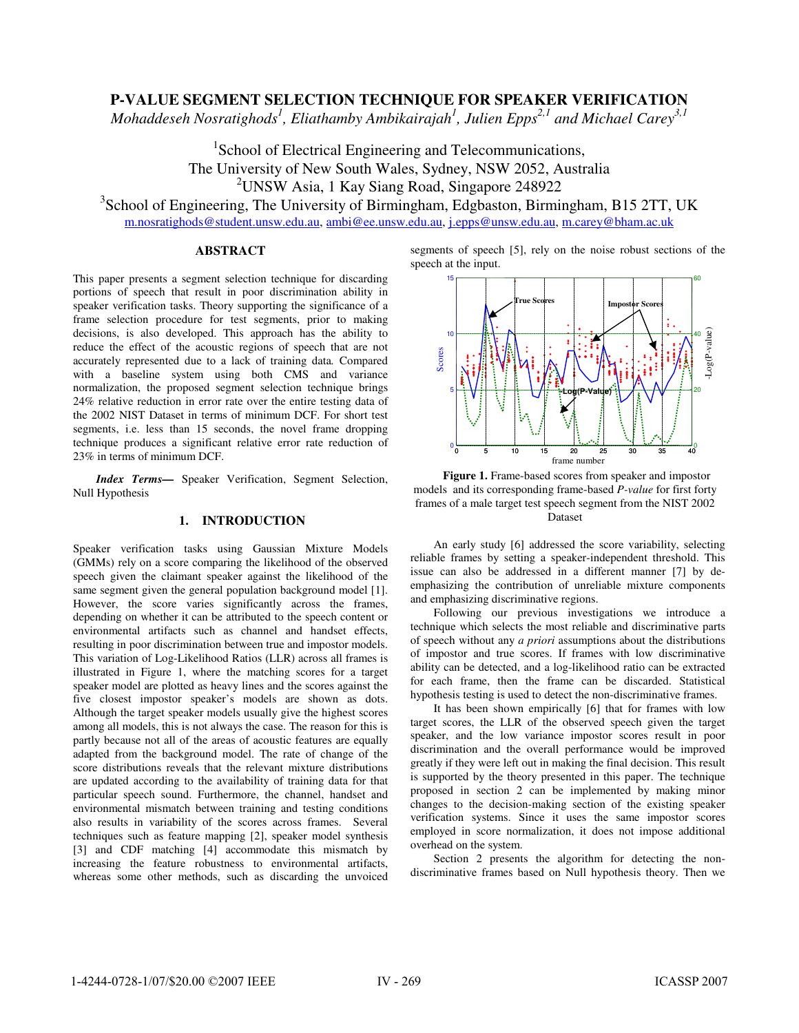# P-VALUE SEGMENT SELECTION TECHNIQUE FOR SPEAKER VERIFICATION

*Mohaddeseh Nosratighods[1], Eliathamby Ambikairajah[1], Julien Epps[2,1] and Michael Carey[3,1]*

[1]School of Electrical Engineering and Telecommunications,
The University of New South Wales, Sydney, NSW 2052, Australia
[2]UNSW Asia, 1 Kay Siang Road, Singapore 248922
[3]School of Engineering, The University of Birmingham, Edgbaston, Birmingham, B15 2TT, UK
m.nosratighods@student.unsw.edu.au, ambi@ee.unsw.edu.au, j.epps@unsw.edu.au, m.carey@bham.ac.uk

## ABSTRACT

This paper presents a segment selection technique for discarding portions of speech that result in poor discrimination ability in speaker verification tasks. Theory supporting the significance of a frame selection procedure for test segments, prior to making decisions, is also developed. This approach has the ability to reduce the effect of the acoustic regions of speech that are not accurately represented due to a lack of training data. Compared with a baseline system using both CMS and variance normalization, the proposed segment selection technique brings 24% relative reduction in error rate over the entire testing data of the 2002 NIST Dataset in terms of minimum DCF. For short test segments, i.e. less than 15 seconds, the novel frame dropping technique produces a significant relative error rate reduction of 23% in terms of minimum DCF.

***Index Terms*—** Speaker Verification, Segment Selection, Null Hypothesis

## 1. INTRODUCTION

Speaker verification tasks using Gaussian Mixture Models (GMMs) rely on a score comparing the likelihood of the observed speech given the claimant speaker against the likelihood of the same segment given the general population background model [1]. However, the score varies significantly across the frames, depending on whether it can be attributed to the speech content or environmental artifacts such as channel and handset effects, resulting in poor discrimination between true and impostor models. This variation of Log-Likelihood Ratios (LLR) across all frames is illustrated in Figure 1, where the matching scores for a target speaker model are plotted as heavy lines and the scores against the five closest impostor speaker's models are shown as dots. Although the target speaker models usually give the highest scores among all models, this is not always the case. The reason for this is partly because not all of the areas of acoustic features are equally adapted from the background model. The rate of change of the score distributions reveals that the relevant mixture distributions are updated according to the availability of training data for that particular speech sound. Furthermore, the channel, handset and environmental mismatch between training and testing conditions also results in variability of the scores across frames. Several techniques such as feature mapping [2], speaker model synthesis [3] and CDF matching [4] accommodate this mismatch by increasing the feature robustness to environmental artifacts, whereas some other methods, such as discarding the unvoiced segments of speech [5], rely on the noise robust sections of the speech at the input.

**Figure 1.** Frame-based scores from speaker and impostor models and its corresponding frame-based *P-value* for first forty frames of a male target test speech segment from the NIST 2002 Dataset

An early study [6] addressed the score variability, selecting reliable frames by setting a speaker-independent threshold. This issue can also be addressed in a different manner [7] by de-emphasizing the contribution of unreliable mixture components and emphasizing discriminative regions.

Following our previous investigations we introduce a technique which selects the most reliable and discriminative parts of speech without any *a priori* assumptions about the distributions of impostor and true scores. If frames with low discriminative ability can be detected, and a log-likelihood ratio can be extracted for each frame, then the frame can be discarded. Statistical hypothesis testing is used to detect the non-discriminative frames.

It has been shown empirically [6] that for frames with low target scores, the LLR of the observed speech given the target speaker, and the low variance impostor scores result in poor discrimination and the overall performance would be improved greatly if they were left out in making the final decision. This result is supported by the theory presented in this paper. The technique proposed in section 2 can be implemented by making minor changes to the decision-making section of the existing speaker verification systems. Since it uses the same impostor scores employed in score normalization, it does not impose additional overhead on the system.

Section 2 presents the algorithm for detecting the non-discriminative frames based on Null hypothesis theory. Then we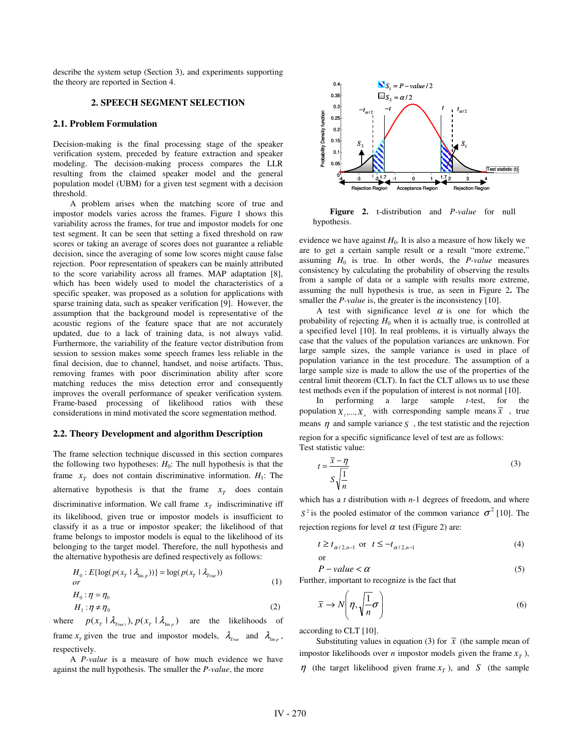describe the system setup (Section 3), and experiments supporting the theory are reported in Section 4.

## 2. SPEECH SEGMENT SELECTION

### 2.1. Problem Formulation

Decision-making is the final processing stage of the speaker verification system, preceded by feature extraction and speaker modeling. The decision-making process compares the LLR resulting from the claimed speaker model and the general population model (UBM) for a given test segment with a decision threshold.

A problem arises when the matching score of true and impostor models varies across the frames. Figure 1 shows this variability across the frames, for true and impostor models for one test segment. It can be seen that setting a fixed threshold on raw scores or taking an average of scores does not guarantee a reliable decision, since the averaging of some low scores might cause false rejection. Poor representation of speakers can be mainly attributed to the score variability across all frames. MAP adaptation [8], which has been widely used to model the characteristics of a specific speaker, was proposed as a solution for applications with sparse training data, such as speaker verification [9]. However, the assumption that the background model is representative of the acoustic regions of the feature space that are not accurately updated, due to a lack of training data, is not always valid. Furthermore, the variability of the feature vector distribution from session to session makes some speech frames less reliable in the final decision, due to channel, handset, and noise artifacts. Thus, removing frames with poor discrimination ability after score matching reduces the miss detection error and consequently improves the overall performance of speaker verification system. Frame-based processing of likelihood ratios with these considerations in mind motivated the score segmentation method.

### 2.2. Theory Development and algorithm Description

The frame selection technique discussed in this section compares the following two hypotheses: $H_0$: The null hypothesis is that the frame $x_T$ does not contain discriminative information. $H_1$: The alternative hypothesis is that the frame $x_T$ does contain discriminative information. We call frame $x_T$ indiscriminative iff its likelihood, given true or impostor models is insufficient to classify it as a true or impostor speaker; the likelihood of that frame belongs to impostor models is equal to the likelihood of its belonging to the target model. Therefore, the null hypothesis and the alternative hypothesis are defined respectively as follows:

$$H_0 : E\{\log(p(x_T \mid \lambda_{\text{Im}\,p}))\} = \log(p(x_T \mid \lambda_{True})) \quad or \tag{1}$$

$$H_0 : \eta = \eta_0$$
$$H_1 : \eta \neq \eta_0 \tag{2}$$

where $p(x_T \mid \lambda_{True}), p(x_T \mid \lambda_{\text{Im}\,p})$ are the likelihoods of frame $x_T$ given the true and impostor models, $\lambda_{True}$ and $\lambda_{\text{Im}\,p}$, respectively.

A *P-value* is a measure of how much evidence we have against the null hypothesis. The smaller the *P-value*, the more evidence we have against $H_0$. It is also a measure of how likely we are to get a certain sample result or a result "more extreme," assuming $H_0$ is true. In other words, the *P-value* measures consistency by calculating the probability of observing the results from a sample of data or a sample with results more extreme, assuming the null hypothesis is true, as seen in Figure 2**.** The smaller the *P-value* is, the greater is the inconsistency [10].

**Figure 2.** t-distribution and *P-value* for null hypothesis.

A test with significance level $\alpha$ is one for which the probability of rejecting $H_0$ when it is actually true, is controlled at a specified level [10]. In real problems, it is virtually always the case that the values of the population variances are unknown. For large sample sizes, the sample variance is used in place of population variance in the test procedure. The assumption of a large sample size is made to allow the use of the properties of the central limit theorem (CLT). In fact the CLT allows us to use these test methods even if the population of interest is not normal [10].

In performing a large sample *t*-test, for the population $X_1,...,X_n$ with corresponding sample means $\bar{x}$ , true means $\eta$ and sample variance $S$ , the test statistic and the rejection region for a specific significance level of test are as follows:
Test statistic value:

$$t = \frac{\bar{x} - \eta}{S\sqrt{\frac{1}{n}}} \tag{3}$$

which has a $t$ distribution with $n$-1 degrees of freedom, and where $S^2$ is the pooled estimator of the common variance $\sigma^2$ [10]. The rejection regions for level $\alpha$ test (Figure 2) are:

$$t \geq t_{\alpha/2,n-1} \;\text{ or }\; t \leq -t_{\alpha/2,n-1} \tag{4}$$

or

$$P-value < \alpha \tag{5}$$

Further, important to recognize is the fact that

$$\bar{x} \rightarrow N\left(\eta, \sqrt{\frac{1}{n}}\sigma\right) \tag{6}$$

according to CLT [10].

Substituting values in equation (3) for $\bar{x}$ (the sample mean of impostor likelihoods over $n$ impostor models given the frame $x_T$ ), $\eta$ (the target likelihood given frame $x_T$ ), and $S$ (the sample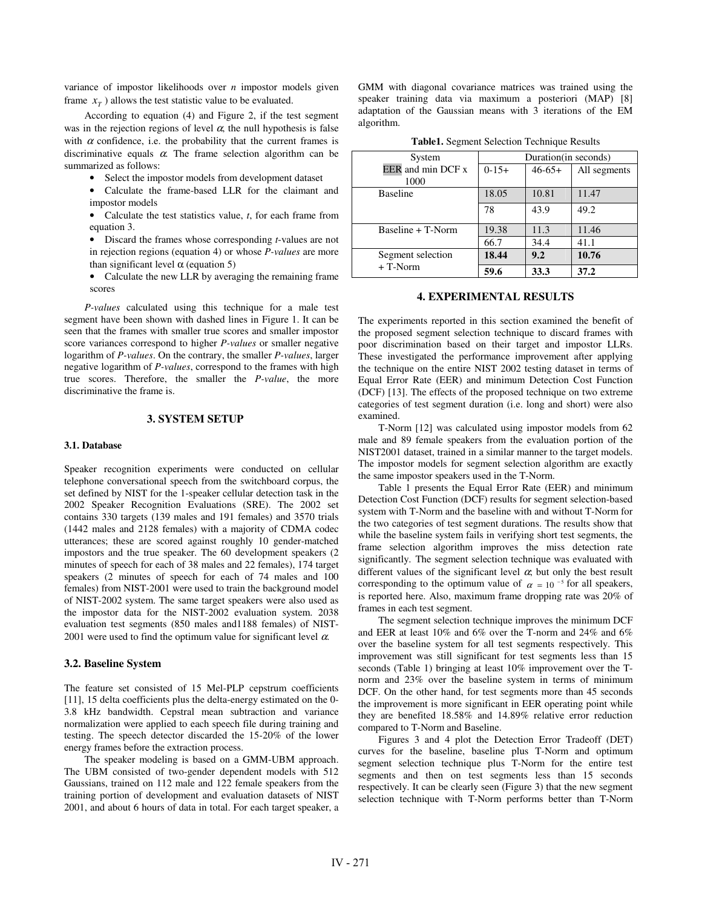variance of impostor likelihoods over *n* impostor models given frame $x_T$) allows the test statistic value to be evaluated.

According to equation (4) and Figure 2, if the test segment was in the rejection regions of level $\alpha$, the null hypothesis is false with $\alpha$ confidence, i.e. the probability that the current frames is discriminative equals $\alpha$. The frame selection algorithm can be summarized as follows:

- Select the impostor models from development dataset
- Calculate the frame-based LLR for the claimant and impostor models
- Calculate the test statistics value, *t*, for each frame from equation 3.
- Discard the frames whose corresponding *t*-values are not in rejection regions (equation 4) or whose *P-values* are more than significant level $\alpha$ (equation 5)
- Calculate the new LLR by averaging the remaining frame scores

*P-values* calculated using this technique for a male test segment have been shown with dashed lines in Figure 1. It can be seen that the frames with smaller true scores and smaller impostor score variances correspond to higher *P-values* or smaller negative logarithm of *P-values*. On the contrary, the smaller *P-values*, larger negative logarithm of *P-values*, correspond to the frames with high true scores. Therefore, the smaller the *P-value*, the more discriminative the frame is.

## 3. SYSTEM SETUP

### 3.1. Database

Speaker recognition experiments were conducted on cellular telephone conversational speech from the switchboard corpus, the set defined by NIST for the 1-speaker cellular detection task in the 2002 Speaker Recognition Evaluations (SRE). The 2002 set contains 330 targets (139 males and 191 females) and 3570 trials (1442 males and 2128 females) with a majority of CDMA codec utterances; these are scored against roughly 10 gender-matched impostors and the true speaker. The 60 development speakers (2 minutes of speech for each of 38 males and 22 females), 174 target speakers (2 minutes of speech for each of 74 males and 100 females) from NIST-2001 were used to train the background model of NIST-2002 system. The same target speakers were also used as the impostor data for the NIST-2002 evaluation system. 2038 evaluation test segments (850 males and1188 females) of NIST-2001 were used to find the optimum value for significant level $\alpha$.

### 3.2. Baseline System

The feature set consisted of 15 Mel-PLP cepstrum coefficients [11], 15 delta coefficients plus the delta-energy estimated on the 0-3.8 kHz bandwidth. Cepstral mean subtraction and variance normalization were applied to each speech file during training and testing. The speech detector discarded the 15-20% of the lower energy frames before the extraction process.

The speaker modeling is based on a GMM-UBM approach. The UBM consisted of two-gender dependent models with 512 Gaussians, trained on 112 male and 122 female speakers from the training portion of development and evaluation datasets of NIST 2001, and about 6 hours of data in total. For each target speaker, a GMM with diagonal covariance matrices was trained using the speaker training data via maximum a posteriori (MAP) [8] adaptation of the Gaussian means with 3 iterations of the EM algorithm.

**Table1.** Segment Selection Technique Results

| System<br>EER and min DCF x 1000 | Duration(in seconds) | | |
|---|---|---|---|
| | 0-15+ | 46-65+ | All segments |
| Baseline | 18.05 | 10.81 | 11.47 |
| | 78 | 43.9 | 49.2 |
| Baseline + T-Norm | 19.38 | 11.3 | 11.46 |
| | 66.7 | 34.4 | 41.1 |
| Segment selection + T-Norm | **18.44** | **9.2** | **10.76** |
| | **59.6** | **33.3** | **37.2** |

## 4. EXPERIMENTAL RESULTS

The experiments reported in this section examined the benefit of the proposed segment selection technique to discard frames with poor discrimination based on their target and impostor LLRs. These investigated the performance improvement after applying the technique on the entire NIST 2002 testing dataset in terms of Equal Error Rate (EER) and minimum Detection Cost Function (DCF) [13]. The effects of the proposed technique on two extreme categories of test segment duration (i.e. long and short) were also examined.

T-Norm [12] was calculated using impostor models from 62 male and 89 female speakers from the evaluation portion of the NIST2001 dataset, trained in a similar manner to the target models. The impostor models for segment selection algorithm are exactly the same impostor speakers used in the T-Norm.

Table 1 presents the Equal Error Rate (EER) and minimum Detection Cost Function (DCF) results for segment selection-based system with T-Norm and the baseline with and without T-Norm for the two categories of test segment durations. The results show that while the baseline system fails in verifying short test segments, the frame selection algorithm improves the miss detection rate significantly. The segment selection technique was evaluated with different values of the significant level $\alpha$, but only the best result corresponding to the optimum value of $\alpha = 10^{-5}$ for all speakers, is reported here. Also, maximum frame dropping rate was 20% of frames in each test segment.

The segment selection technique improves the minimum DCF and EER at least 10% and 6% over the T-norm and 24% and 6% over the baseline system for all test segments respectively. This improvement was still significant for test segments less than 15 seconds (Table 1) bringing at least 10% improvement over the T-norm and 23% over the baseline system in terms of minimum DCF. On the other hand, for test segments more than 45 seconds the improvement is more significant in EER operating point while they are benefited 18.58% and 14.89% relative error reduction compared to T-Norm and Baseline.

Figures 3 and 4 plot the Detection Error Tradeoff (DET) curves for the baseline, baseline plus T-Norm and optimum segment selection technique plus T-Norm for the entire test segments and then on test segments less than 15 seconds respectively. It can be clearly seen (Figure 3) that the new segment selection technique with T-Norm performs better than T-Norm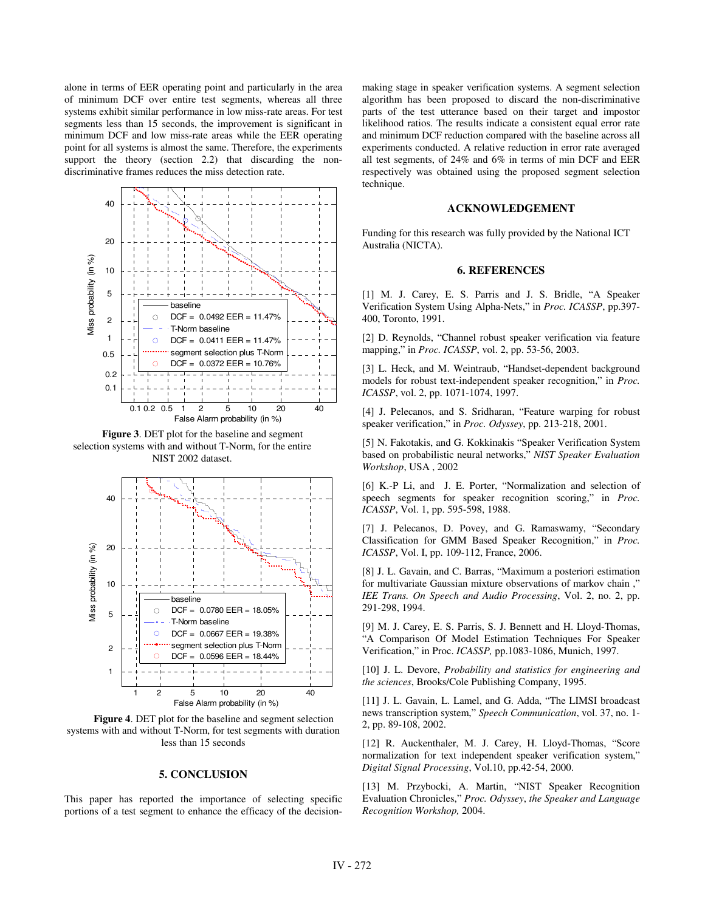alone in terms of EER operating point and particularly in the area of minimum DCF over entire test segments, whereas all three systems exhibit similar performance in low miss-rate areas. For test segments less than 15 seconds, the improvement is significant in minimum DCF and low miss-rate areas while the EER operating point for all systems is almost the same. Therefore, the experiments support the theory (section 2.2) that discarding the non-discriminative frames reduces the miss detection rate.

Miss probability (in %)
40
20
10
5
2
1
0.5
0.2
0.1
False Alarm probability (in %)
0.1 0.2 0.5 1 2 5 10 20 40

baseline
DCF = 0.0492 EER = 11.47%
T-Norm baseline
DCF = 0.0411 EER = 11.47%
segment selection plus T-Norm
DCF = 0.0372 EER = 10.76%

**Figure 3**. DET plot for the baseline and segment selection systems with and without T-Norm, for the entire NIST 2002 dataset.

Miss probability (in %)
40
20
10
5
2
1
False Alarm probability (in %)
1 2 5 10 20 40

baseline
DCF = 0.0780 EER = 18.05%
T-Norm baseline
DCF = 0.0667 EER = 19.38%
segment selection plus T-Norm
DCF = 0.0596 EER = 18.44%

**Figure 4**. DET plot for the baseline and segment selection systems with and without T-Norm, for test segments with duration less than 15 seconds

## 5. CONCLUSION

This paper has reported the importance of selecting specific portions of a test segment to enhance the efficacy of the decision-making stage in speaker verification systems. A segment selection algorithm has been proposed to discard the non-discriminative parts of the test utterance based on their target and impostor likelihood ratios. The results indicate a consistent equal error rate and minimum DCF reduction compared with the baseline across all experiments conducted. A relative reduction in error rate averaged all test segments, of 24% and 6% in terms of min DCF and EER respectively was obtained using the proposed segment selection technique.

## ACKNOWLEDGEMENT

Funding for this research was fully provided by the National ICT Australia (NICTA).

## 6. REFERENCES

[1] M. J. Carey, E. S. Parris and J. S. Bridle, "A Speaker Verification System Using Alpha-Nets," in *Proc. ICASSP*, pp.397-400, Toronto, 1991.

[2] D. Reynolds, "Channel robust speaker verification via feature mapping," in *Proc. ICASSP*, vol. 2, pp. 53-56, 2003.

[3] L. Heck, and M. Weintraub, "Handset-dependent background models for robust text-independent speaker recognition," in *Proc. ICASSP*, vol. 2, pp. 1071-1074, 1997.

[4] J. Pelecanos, and S. Sridharan, "Feature warping for robust speaker verification," in *Proc. Odyssey*, pp. 213-218, 2001.

[5] N. Fakotakis, and G. Kokkinakis "Speaker Verification System based on probabilistic neural networks," *NIST Speaker Evaluation Workshop*, USA , 2002

[6] K.-P Li, and J. E. Porter, "Normalization and selection of speech segments for speaker recognition scoring," in *Proc. ICASSP*, Vol. 1, pp. 595-598, 1988.

[7] J. Pelecanos, D. Povey, and G. Ramaswamy, "Secondary Classification for GMM Based Speaker Recognition," in *Proc. ICASSP*, Vol. I, pp. 109-112, France, 2006.

[8] J. L. Gavain, and C. Barras, "Maximum a posteriori estimation for multivariate Gaussian mixture observations of markov chain ," *IEE Trans. On Speech and Audio Processing*, Vol. 2, no. 2, pp. 291-298, 1994.

[9] M. J. Carey, E. S. Parris, S. J. Bennett and H. Lloyd-Thomas, "A Comparison Of Model Estimation Techniques For Speaker Verification," in Proc. *ICASSP,* pp.1083-1086, Munich, 1997.

[10] J. L. Devore, *Probability and statistics for engineering and the sciences*, Brooks/Cole Publishing Company, 1995.

[11] J. L. Gavain, L. Lamel, and G. Adda, "The LIMSI broadcast news transcription system," *Speech Communication*, vol. 37, no. 1-2, pp. 89-108, 2002.

[12] R. Auckenthaler, M. J. Carey, H. Lloyd-Thomas, "Score normalization for text independent speaker verification system," *Digital Signal Processing*, Vol.10, pp.42-54, 2000.

[13] M. Przybocki, A. Martin, "NIST Speaker Recognition Evaluation Chronicles," *Proc. Odyssey*, *the Speaker and Language Recognition Workshop,* 2004.